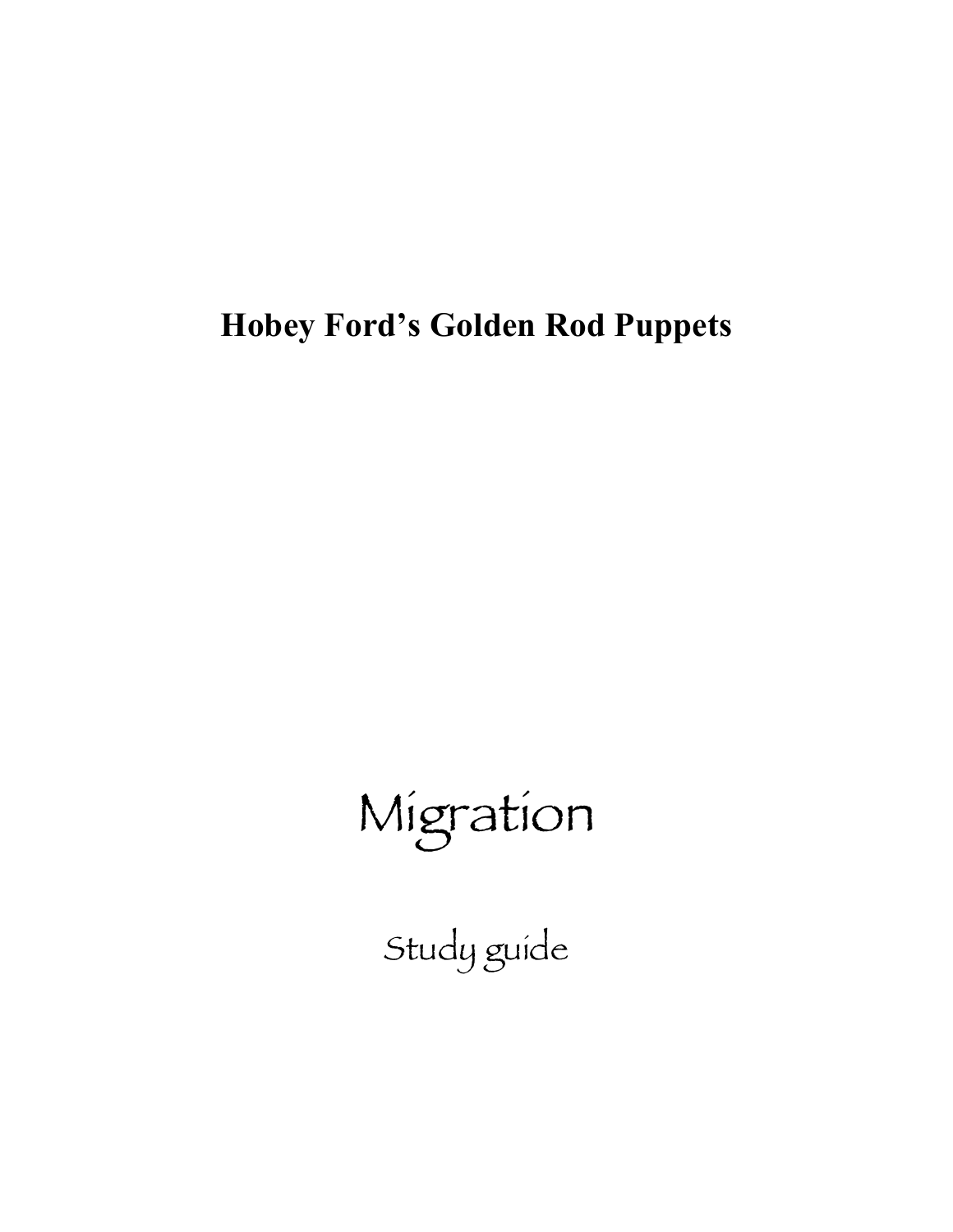**Hobey Ford's Golden Rod Puppets**

# Migration

Study guide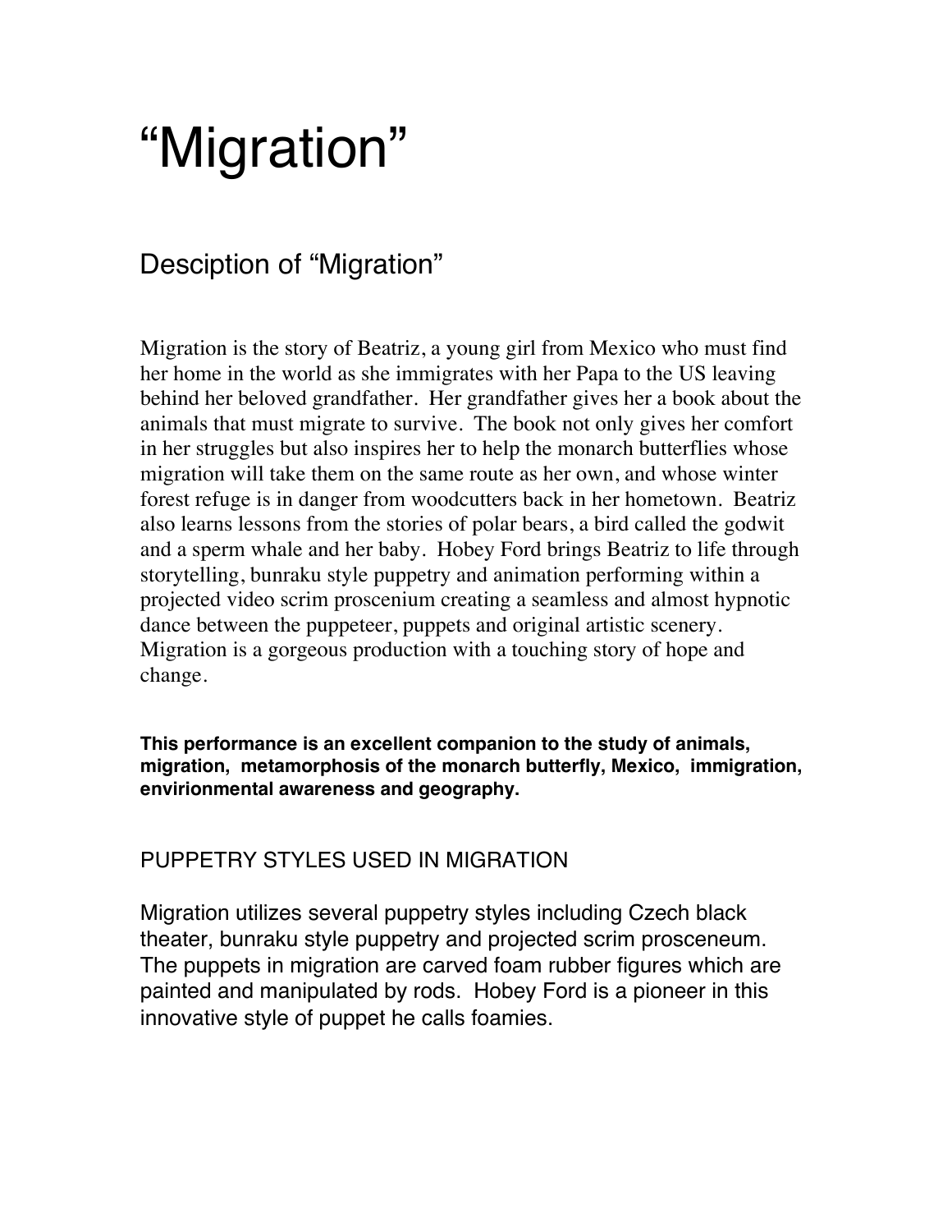# “Migration”

## Desciption of “Migration”

Migration is the story of Beatriz, a young girl from Mexico who must find her home in the world as she immigrates with her Papa to the US leaving behind her beloved grandfather. Her grandfather gives her a book about the animals that must migrate to survive. The book not only gives her comfort in her struggles but also inspires her to help the monarch butterflies whose migration will take them on the same route as her own, and whose winter forest refuge is in danger from woodcutters back in her hometown. Beatriz also learns lessons from the stories of polar bears, a bird called the godwit and a sperm whale and her baby. Hobey Ford brings Beatriz to life through storytelling, bunraku style puppetry and animation performing within a projected video scrim proscenium creating a seamless and almost hypnotic dance between the puppeteer, puppets and original artistic scenery. Migration is a gorgeous production with a touching story of hope and change.

**This performance is an excellent companion to the study of animals, migration, metamorphosis of the monarch butterfly, Mexico, immigration, envirionmental awareness and geography.**

### PUPPETRY STYLES USED IN MIGRATION

Migration utilizes several puppetry styles including Czech black theater, bunraku style puppetry and projected scrim prosceneum. The puppets in migration are carved foam rubber figures which are painted and manipulated by rods. Hobey Ford is a pioneer in this innovative style of puppet he calls foamies.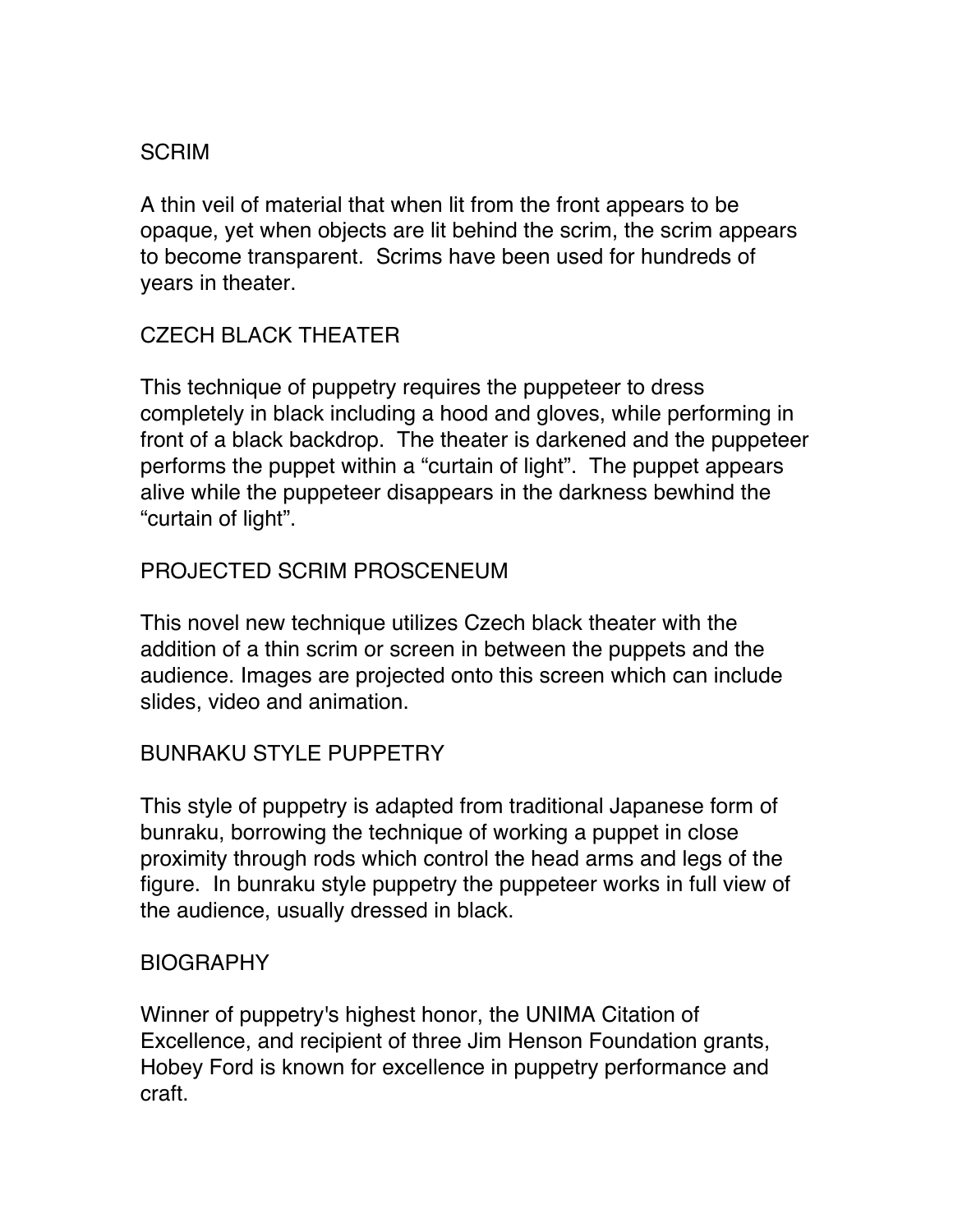## SCRIM

A thin veil of material that when lit from the front appears to be opaque, yet when objects are lit behind the scrim, the scrim appears to become transparent. Scrims have been used for hundreds of years in theater.

## CZECH BLACK THEATER

This technique of puppetry requires the puppeteer to dress completely in black including a hood and gloves, while performing in front of a black backdrop. The theater is darkened and the puppeteer performs the puppet within a "curtain of light". The puppet appears alive while the puppeteer disappears in the darkness bewhind the "curtain of light".

## PROJECTED SCRIM PROSCENEUM

This novel new technique utilizes Czech black theater with the addition of a thin scrim or screen in between the puppets and the audience. Images are projected onto this screen which can include slides, video and animation.

## BUNRAKU STYLE PUPPETRY

This style of puppetry is adapted from traditional Japanese form of bunraku, borrowing the technique of working a puppet in close proximity through rods which control the head arms and legs of the figure. In bunraku style puppetry the puppeteer works in full view of the audience, usually dressed in black.

## BIOGRAPHY

Winner of puppetry's highest honor, the UNIMA Citation of Excellence, and recipient of three Jim Henson Foundation grants, Hobey Ford is known for excellence in puppetry performance and craft.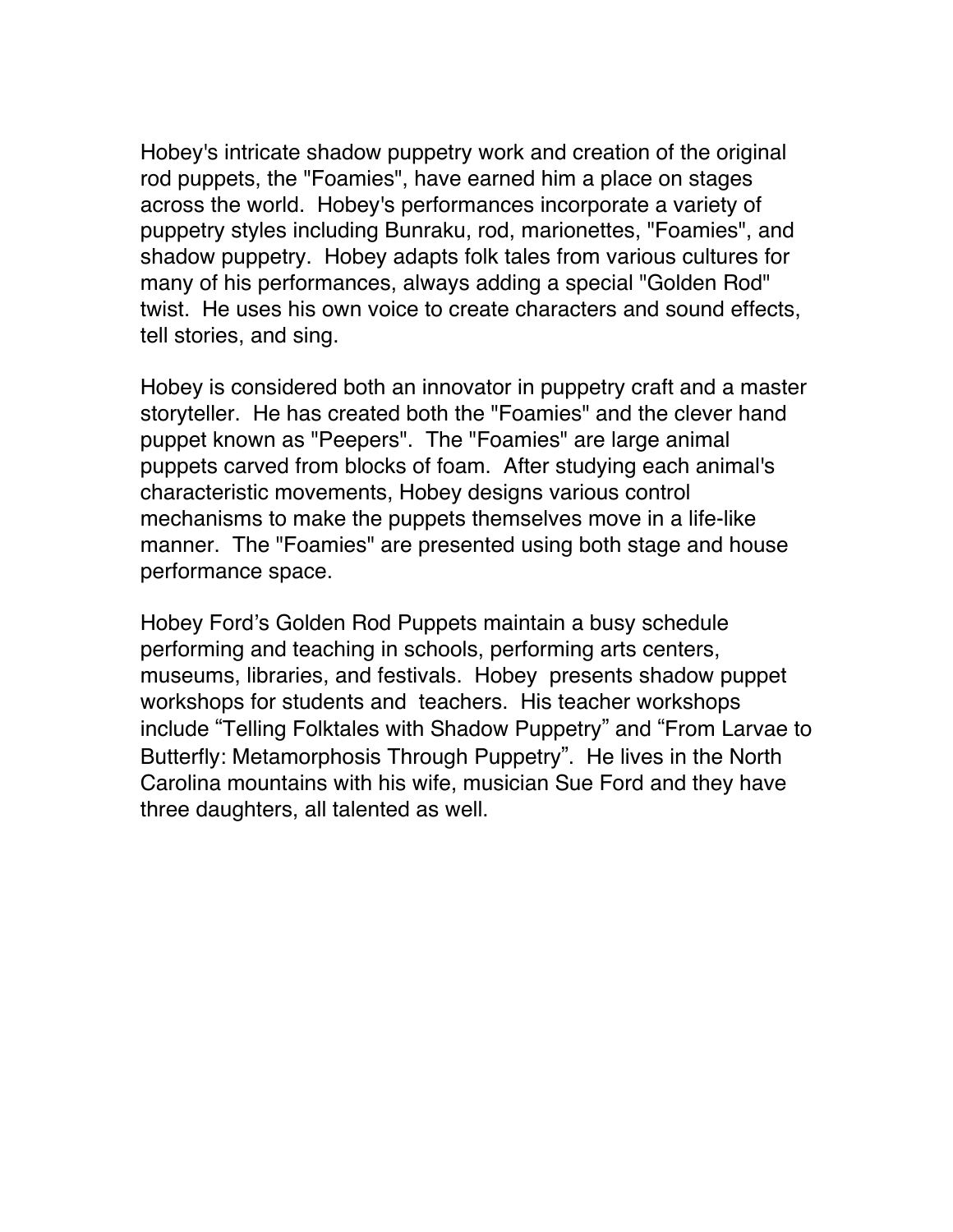Hobey's intricate shadow puppetry work and creation of the original rod puppets, the "Foamies", have earned him a place on stages across the world. Hobey's performances incorporate a variety of puppetry styles including Bunraku, rod, marionettes, "Foamies", and shadow puppetry. Hobey adapts folk tales from various cultures for many of his performances, always adding a special "Golden Rod" twist. He uses his own voice to create characters and sound effects, tell stories, and sing.

Hobey is considered both an innovator in puppetry craft and a master storyteller. He has created both the "Foamies" and the clever hand puppet known as "Peepers". The "Foamies" are large animal puppets carved from blocks of foam. After studying each animal's characteristic movements, Hobey designs various control mechanisms to make the puppets themselves move in a life-like manner. The "Foamies" are presented using both stage and house performance space.

Hobey Ford’s Golden Rod Puppets maintain a busy schedule performing and teaching in schools, performing arts centers, museums, libraries, and festivals. Hobey presents shadow puppet workshops for students and teachers. His teacher workshops include “Telling Folktales with Shadow Puppetry” and “From Larvae to Butterfly: Metamorphosis Through Puppetry”. He lives in the North Carolina mountains with his wife, musician Sue Ford and they have three daughters, all talented as well.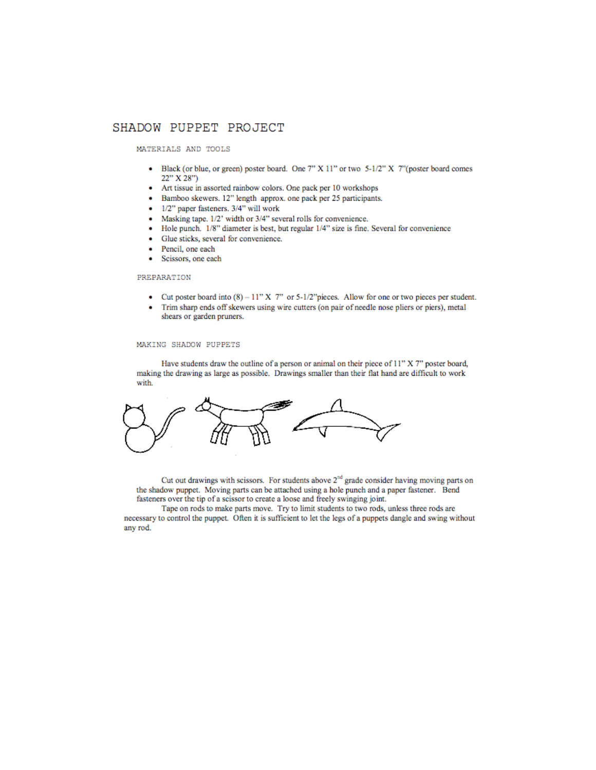# SHADOW PUPPET PROJECT

## MATERIALS AND TOOLS

- Black (or blue, or green) poster board. One 7" X 11" or two 5-1/2" X 7"(poster board comes 22" X 28")
- Art tissue in assorted rainbow colors. One pack per 10 workshops
- Bamboo skewers. 12" length approx. one pack per 25 participants.
- 1/2" paper fasteners. 3/4" will work
- Masking tape. 1/2' width or 3/4" several rolls for convenience.
- Hole punch. 1/8" diameter is best, but regular 1/4" size is fine. Several for convenience
- Glue sticks, several for convenience.
- Pencil, one each
- Scissors, one each

## PREPARATION

- Cut poster board into (8) – 11" X 7" or 5-1/2"pieces. Allow for one or two pieces per student.
- Trim sharp ends off skewers using wire cutters (on pair of needle nose pliers or piers), metal shears or garden pruners.

## MAKING SHADOW PUPPETS

Have students draw the outline of a person or animal on their piece of 11" X 7" poster board, making the drawing as large as possible. Drawings smaller than their flat hand are difficult to work with.

Cut out drawings with scissors. For students above 2nd grade consider having moving parts on the shadow puppet. Moving parts can be attached using a hole punch and a paper fastener. Bend fasteners over the tip of a scissor to create a loose and freely swinging joint.

Tape on rods to make parts move. Try to limit students to two rods, unless three rods are necessary to control the puppet. Often it is sufficient to let the legs of a puppets dangle and swing without any rod.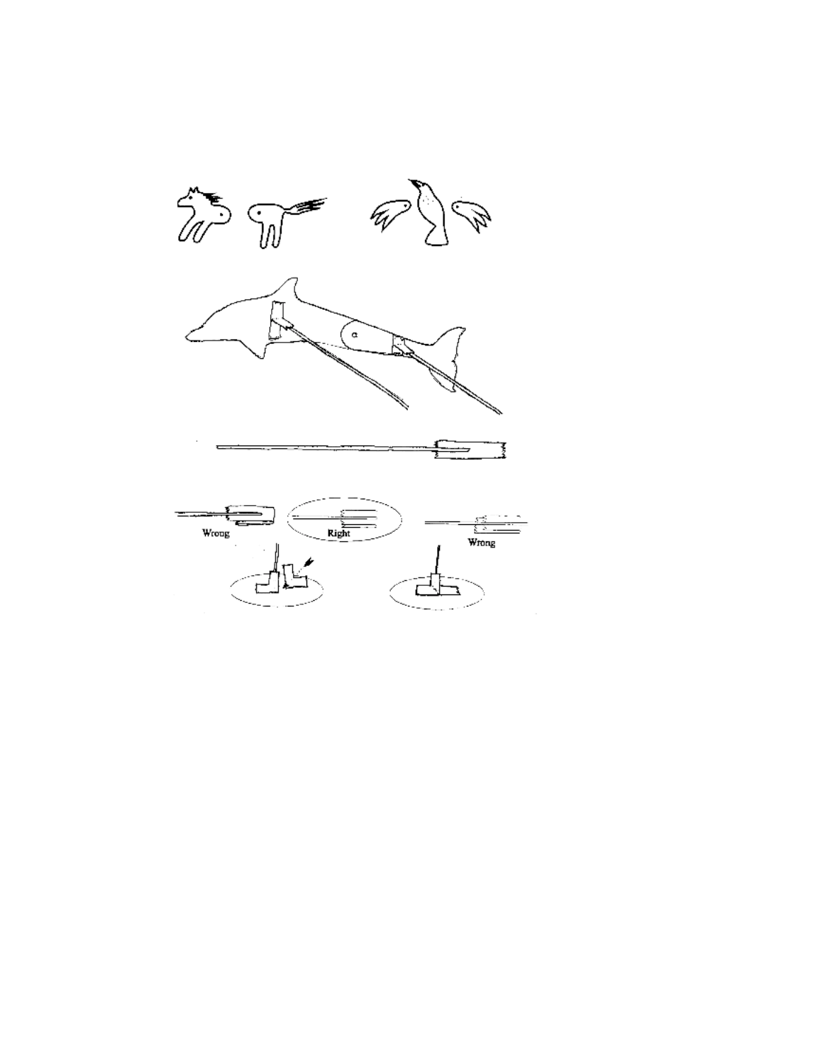Wrong

Right

Wrong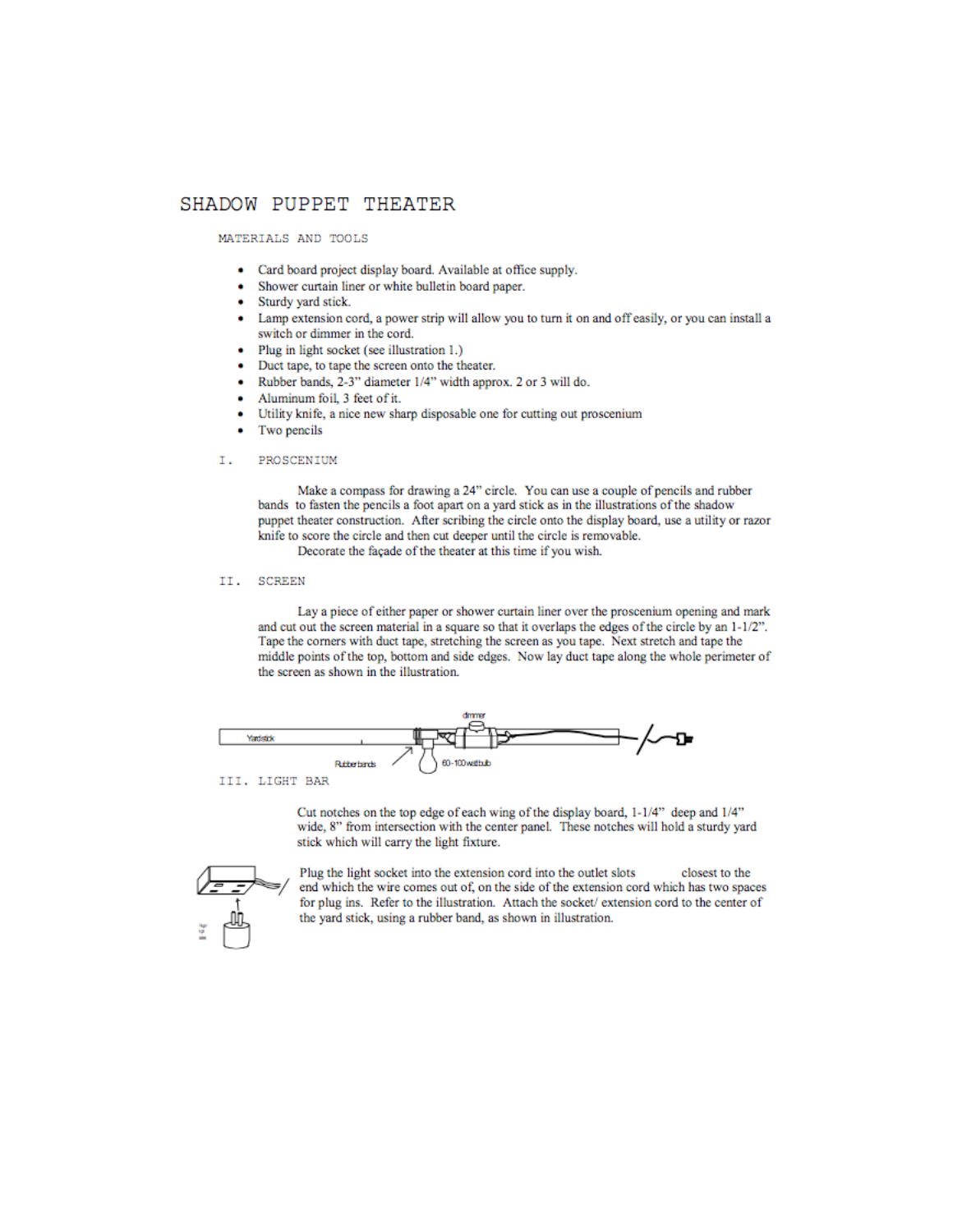# SHADOW PUPPET THEATER

## MATERIALS AND TOOLS

- Card board project display board. Available at office supply.
- Shower curtain liner or white bulletin board paper.
- Sturdy yard stick.
- Lamp extension cord, a power strip will allow you to turn it on and off easily, or you can install a switch or dimmer in the cord.
- Plug in light socket (see illustration 1.)
- Duct tape, to tape the screen onto the theater.
- Rubber bands, 2-3" diameter 1/4" width approx. 2 or 3 will do.
- Aluminum foil, 3 feet of it.
- Utility knife, a nice new sharp disposable one for cutting out proscenium
- Two pencils

## I. PROSCENIUM

Make a compass for drawing a 24" circle. You can use a couple of pencils and rubber bands to fasten the pencils a foot apart on a yard stick as in the illustrations of the shadow puppet theater construction. After scribing the circle onto the display board, use a utility or razor knife to score the circle and then cut deeper until the circle is removable.

Decorate the façade of the theater at this time if you wish.

## II. SCREEN

Lay a piece of either paper or shower curtain liner over the proscenium opening and mark and cut out the screen material in a square so that it overlaps the edges of the circle by an 1-1/2". Tape the corners with duct tape, stretching the screen as you tape. Next stretch and tape the middle points of the top, bottom and side edges. Now lay duct tape along the whole perimeter of the screen as shown in the illustration.

dimmer

Yardstick

Rubber bands

60-100 watt bulb

## III. LIGHT BAR

Cut notches on the top edge of each wing of the display board, 1-1/4" deep and 1/4" wide, 8" from intersection with the center panel. These notches will hold a sturdy yard stick which will carry the light fixture.

Plug the light socket into the extension cord into the outlet slots closest to the end which the wire comes out of, on the side of the extension cord which has two spaces for plug ins. Refer to the illustration. Attach the socket/ extension cord to the center of the yard stick, using a rubber band, as shown in illustration.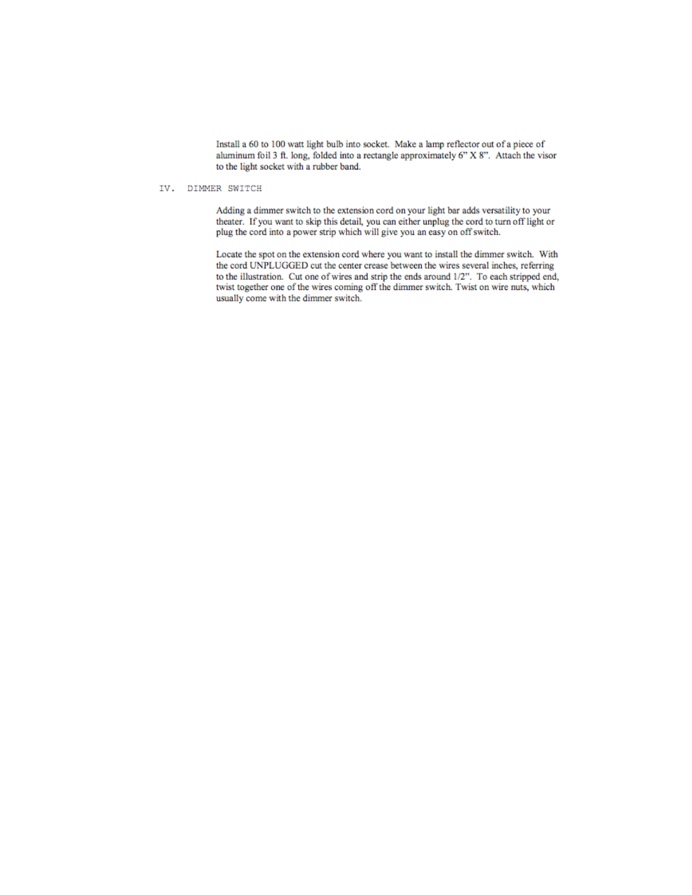Install a 60 to 100 watt light bulb into socket. Make a lamp reflector out of a piece of aluminum foil 3 ft. long, folded into a rectangle approximately 6" X 8". Attach the visor to the light socket with a rubber band.

## IV. DIMMER SWITCH

Adding a dimmer switch to the extension cord on your light bar adds versatility to your theater. If you want to skip this detail, you can either unplug the cord to turn off light or plug the cord into a power strip which will give you an easy on off switch.

Locate the spot on the extension cord where you want to install the dimmer switch. With the cord UNPLUGGED cut the center crease between the wires several inches, referring to the illustration. Cut one of wires and strip the ends around 1/2". To each stripped end, twist together one of the wires coming off the dimmer switch. Twist on wire nuts, which usually come with the dimmer switch.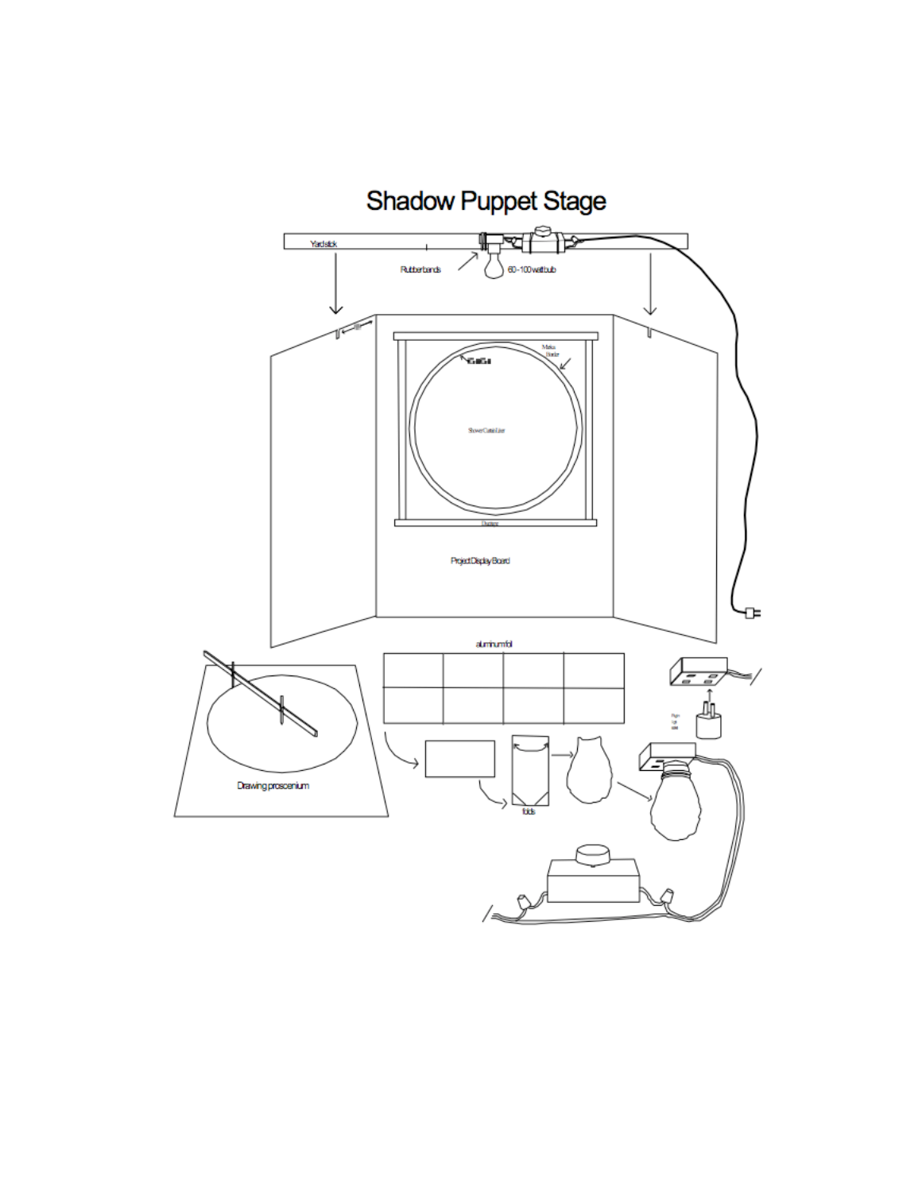# Shadow Puppet Stage

Yardstick

Rubberbands

60-100 watt bulb

Make Border

Shower Curtain Liner

Ductape

Project Display Board

aluminum foil

folds

Drawing proscenium